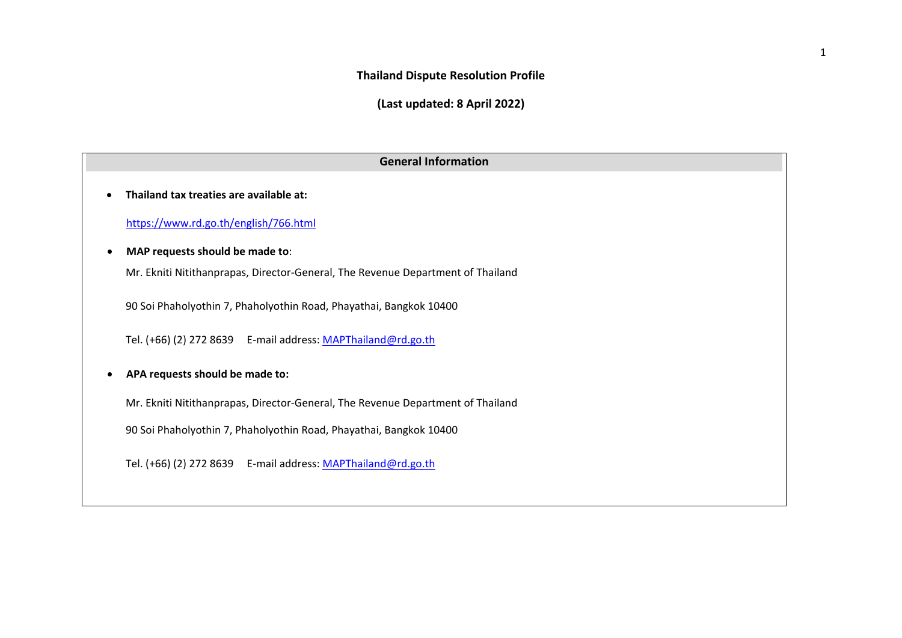# Thailand Dispute Resolution Profile

**(Last updated: 8 April 2022)**

## General Information

- **Thailand tax treaties are available at:**

  https://www.rd.go.th/english/766.html

- **MAP requests should be made to**:

  Mr. Ekniti Nitithanprapas, Director-General, The Revenue Department of Thailand

  90 Soi Phaholyothin 7, Phaholyothin Road, Phayathai, Bangkok 10400

  Tel. (+66) (2) 272 8639 E-mail address: MAPThailand@rd.go.th

- **APA requests should be made to:**

  Mr. Ekniti Nitithanprapas, Director-General, The Revenue Department of Thailand

  90 Soi Phaholyothin 7, Phaholyothin Road, Phayathai, Bangkok 10400

  Tel. (+66) (2) 272 8639 E-mail address: MAPThailand@rd.go.th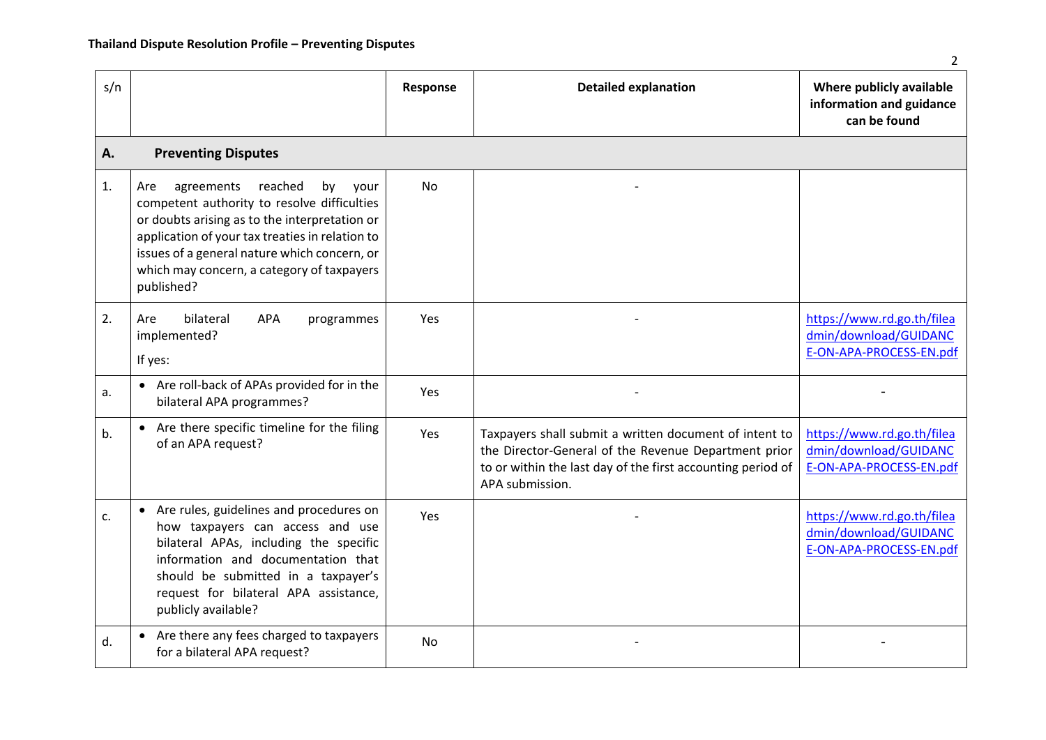| s/n | | Response | Detailed explanation | Where publicly available information and guidance can be found |
|---|---|---|---|---|
| **A.** | **Preventing Disputes** | | | |
| 1. | Are agreements reached by your competent authority to resolve difficulties or doubts arising as to the interpretation or application of your tax treaties in relation to issues of a general nature which concern, or which may concern, a category of taxpayers published? | No | - | |
| 2. | Are bilateral APA programmes implemented?<br><br>If yes: | Yes | - | https://www.rd.go.th/fileadmin/download/GUIDANCE-ON-APA-PROCESS-EN.pdf |
| a. | • Are roll-back of APAs provided for in the bilateral APA programmes? | Yes | - | - |
| b. | • Are there specific timeline for the filing of an APA request? | Yes | Taxpayers shall submit a written document of intent to the Director-General of the Revenue Department prior to or within the last day of the first accounting period of APA submission. | https://www.rd.go.th/fileadmin/download/GUIDANCE-ON-APA-PROCESS-EN.pdf |
| c. | • Are rules, guidelines and procedures on how taxpayers can access and use bilateral APAs, including the specific information and documentation that should be submitted in a taxpayer's request for bilateral APA assistance, publicly available? | Yes | - | https://www.rd.go.th/fileadmin/download/GUIDANCE-ON-APA-PROCESS-EN.pdf |
| d. | • Are there any fees charged to taxpayers for a bilateral APA request? | No | - | - |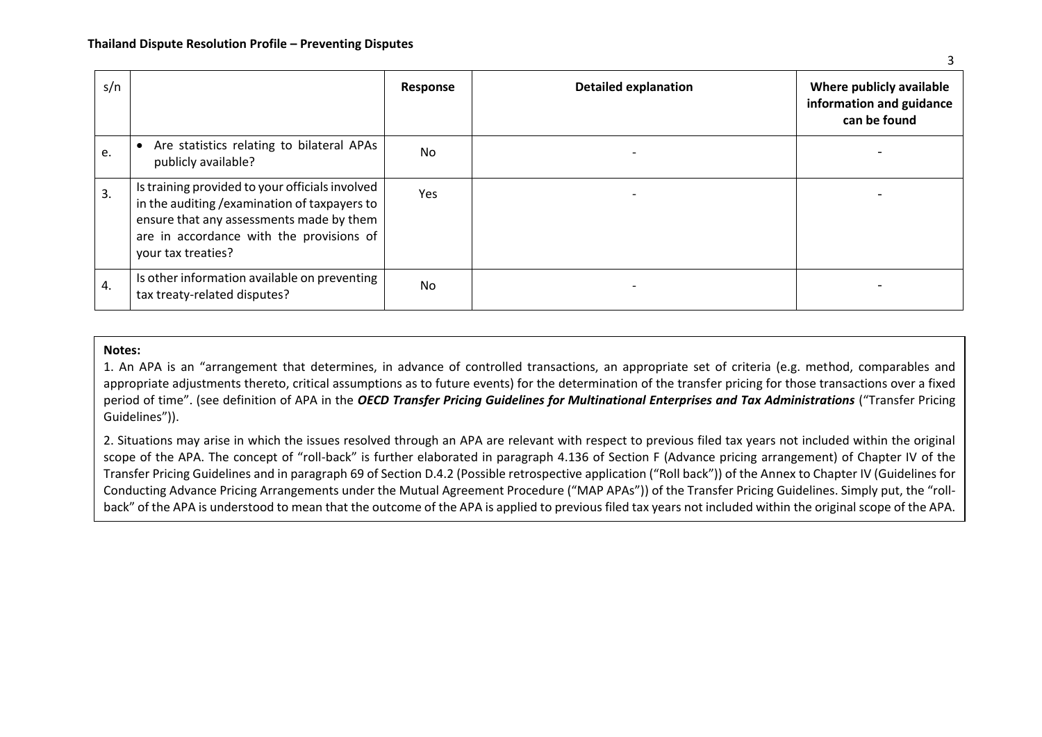| s/n | | Response | Detailed explanation | Where publicly available information and guidance can be found |
|---|---|---|---|---|
| e. | • Are statistics relating to bilateral APAs publicly available? | No | - | - |
| 3. | Is training provided to your officials involved in the auditing /examination of taxpayers to ensure that any assessments made by them are in accordance with the provisions of your tax treaties? | Yes | - | - |
| 4. | Is other information available on preventing tax treaty-related disputes? | No | - | - |

**Notes:**

1. An APA is an "arrangement that determines, in advance of controlled transactions, an appropriate set of criteria (e.g. method, comparables and appropriate adjustments thereto, critical assumptions as to future events) for the determination of the transfer pricing for those transactions over a fixed period of time". (see definition of APA in the ***OECD Transfer Pricing Guidelines for Multinational Enterprises and Tax Administrations*** ("Transfer Pricing Guidelines")).

2. Situations may arise in which the issues resolved through an APA are relevant with respect to previous filed tax years not included within the original scope of the APA. The concept of "roll-back" is further elaborated in paragraph 4.136 of Section F (Advance pricing arrangement) of Chapter IV of the Transfer Pricing Guidelines and in paragraph 69 of Section D.4.2 (Possible retrospective application ("Roll back")) of the Annex to Chapter IV (Guidelines for Conducting Advance Pricing Arrangements under the Mutual Agreement Procedure ("MAP APAs")) of the Transfer Pricing Guidelines. Simply put, the "roll-back" of the APA is understood to mean that the outcome of the APA is applied to previous filed tax years not included within the original scope of the APA.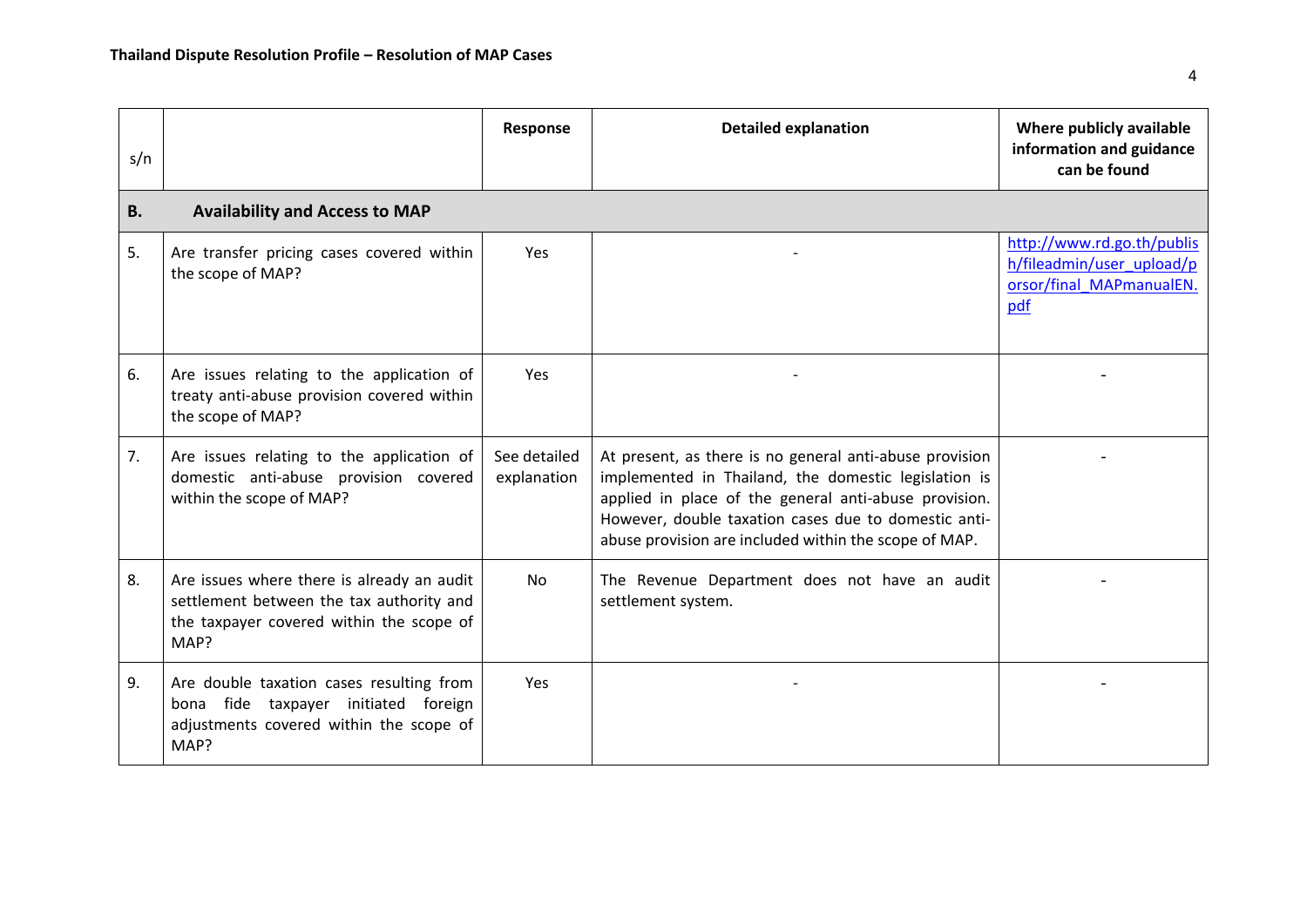| s/n | | Response | Detailed explanation | Where publicly available information and guidance can be found |
|---|---|---|---|---|
| **B.** | **Availability and Access to MAP** | | | |
| 5. | Are transfer pricing cases covered within the scope of MAP? | Yes | - | http://www.rd.go.th/publish/fileadmin/user_upload/porsor/final_MAPmanualEN.pdf |
| 6. | Are issues relating to the application of treaty anti-abuse provision covered within the scope of MAP? | Yes | - | - |
| 7. | Are issues relating to the application of domestic anti-abuse provision covered within the scope of MAP? | See detailed explanation | At present, as there is no general anti-abuse provision implemented in Thailand, the domestic legislation is applied in place of the general anti-abuse provision. However, double taxation cases due to domestic anti-abuse provision are included within the scope of MAP. | - |
| 8. | Are issues where there is already an audit settlement between the tax authority and the taxpayer covered within the scope of MAP? | No | The Revenue Department does not have an audit settlement system. | - |
| 9. | Are double taxation cases resulting from bona fide taxpayer initiated foreign adjustments covered within the scope of MAP? | Yes | - | - |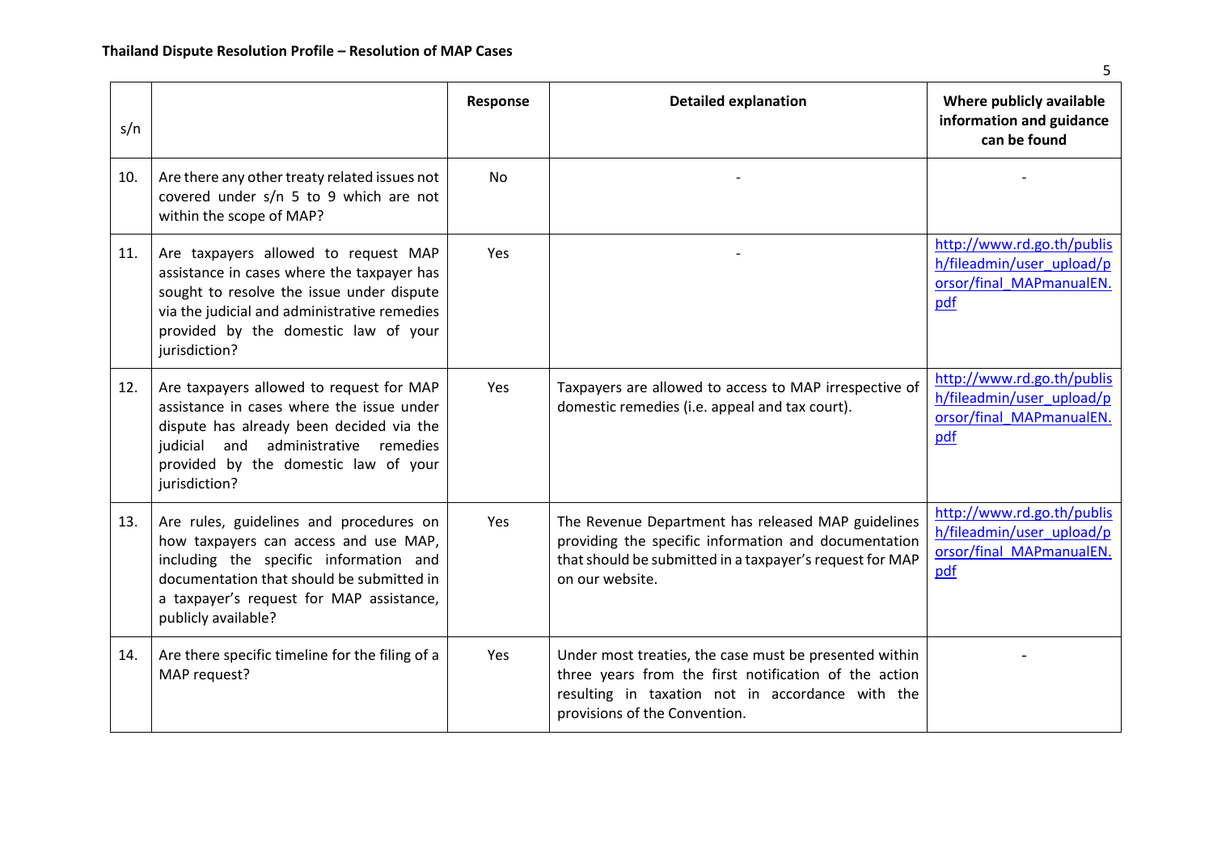| s/n | | Response | Detailed explanation | Where publicly available information and guidance can be found |
|---|---|---|---|---|
| 10. | Are there any other treaty related issues not covered under s/n 5 to 9 which are not within the scope of MAP? | No | - | - |
| 11. | Are taxpayers allowed to request MAP assistance in cases where the taxpayer has sought to resolve the issue under dispute via the judicial and administrative remedies provided by the domestic law of your jurisdiction? | Yes | - | http://www.rd.go.th/publish/fileadmin/user_upload/porsor/final_MAPmanualEN.pdf |
| 12. | Are taxpayers allowed to request for MAP assistance in cases where the issue under dispute has already been decided via the judicial and administrative remedies provided by the domestic law of your jurisdiction? | Yes | Taxpayers are allowed to access to MAP irrespective of domestic remedies (i.e. appeal and tax court). | http://www.rd.go.th/publish/fileadmin/user_upload/porsor/final_MAPmanualEN.pdf |
| 13. | Are rules, guidelines and procedures on how taxpayers can access and use MAP, including the specific information and documentation that should be submitted in a taxpayer's request for MAP assistance, publicly available? | Yes | The Revenue Department has released MAP guidelines providing the specific information and documentation that should be submitted in a taxpayer's request for MAP on our website. | http://www.rd.go.th/publish/fileadmin/user_upload/porsor/final_MAPmanualEN.pdf |
| 14. | Are there specific timeline for the filing of a MAP request? | Yes | Under most treaties, the case must be presented within three years from the first notification of the action resulting in taxation not in accordance with the provisions of the Convention. | - |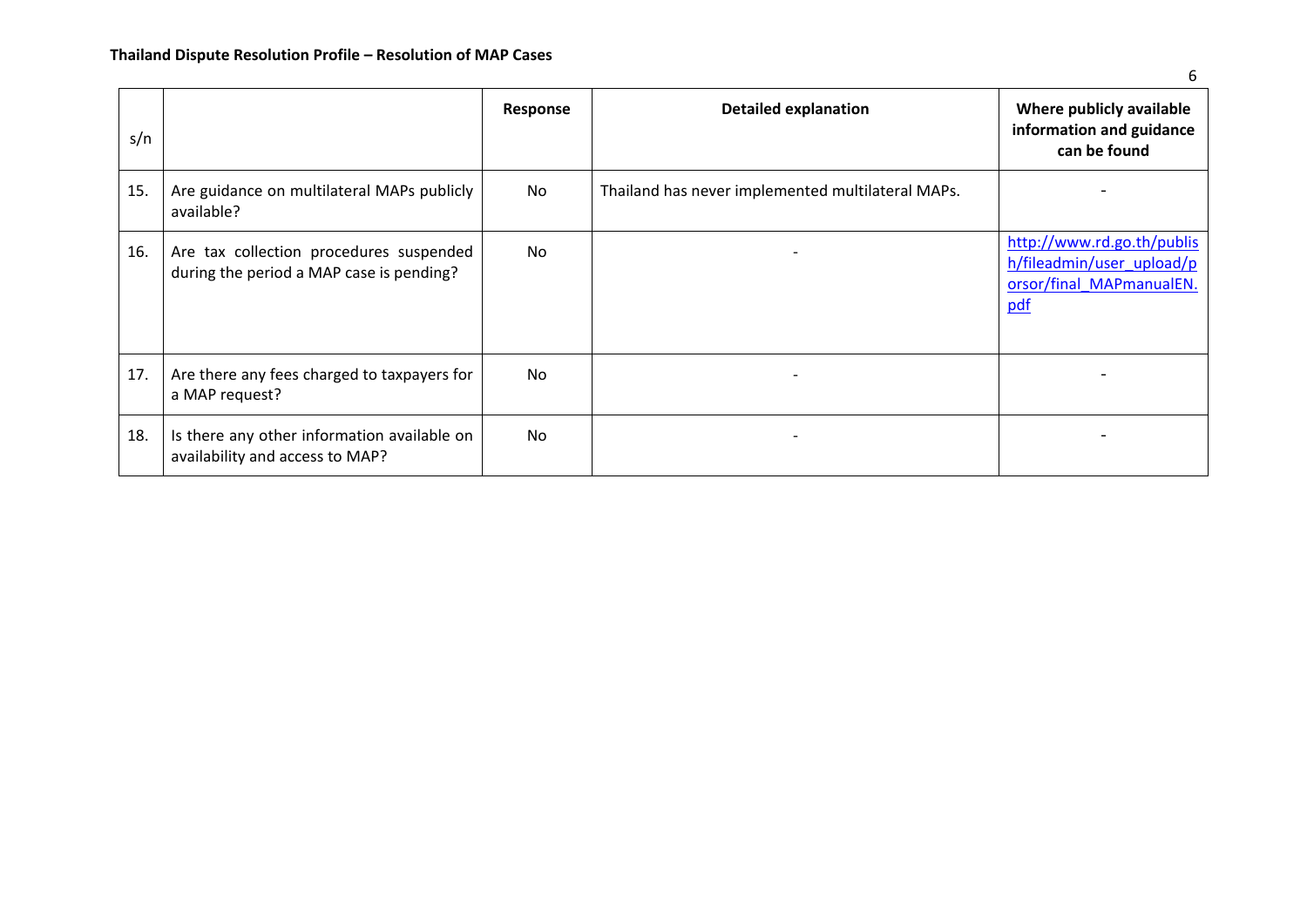| s/n | | Response | Detailed explanation | Where publicly available information and guidance can be found |
|---|---|---|---|---|
| 15. | Are guidance on multilateral MAPs publicly available? | No | Thailand has never implemented multilateral MAPs. | - |
| 16. | Are tax collection procedures suspended during the period a MAP case is pending? | No | - | [http://www.rd.go.th/publish/fileadmin/user_upload/porsor/final_MAPmanualEN.pdf](http://www.rd.go.th/publish/fileadmin/user_upload/porsor/final_MAPmanualEN.pdf) |
| 17. | Are there any fees charged to taxpayers for a MAP request? | No | - | - |
| 18. | Is there any other information available on availability and access to MAP? | No | - | - |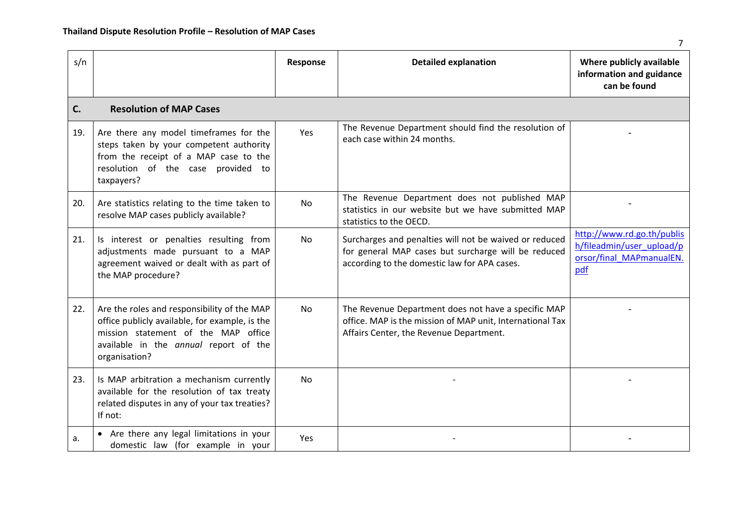**Thailand Dispute Resolution Profile – Resolution of MAP Cases**

| s/n | | Response | Detailed explanation | Where publicly available information and guidance can be found |
|---|---|---|---|---|
| **C.** | **Resolution of MAP Cases** | | | |
| 19. | Are there any model timeframes for the steps taken by your competent authority from the receipt of a MAP case to the resolution of the case provided to taxpayers? | Yes | The Revenue Department should find the resolution of each case within 24 months. | - |
| 20. | Are statistics relating to the time taken to resolve MAP cases publicly available? | No | The Revenue Department does not published MAP statistics in our website but we have submitted MAP statistics to the OECD. | - |
| 21. | Is interest or penalties resulting from adjustments made pursuant to a MAP agreement waived or dealt with as part of the MAP procedure? | No | Surcharges and penalties will not be waived or reduced for general MAP cases but surcharge will be reduced according to the domestic law for APA cases. | http://www.rd.go.th/publish/fileadmin/user_upload/porsor/final_MAPmanualEN.pdf |
| 22. | Are the roles and responsibility of the MAP office publicly available, for example, is the mission statement of the MAP office available in the *annual* report of the organisation? | No | The Revenue Department does not have a specific MAP office. MAP is the mission of MAP unit, International Tax Affairs Center, the Revenue Department. | - |
| 23. | Is MAP arbitration a mechanism currently available for the resolution of tax treaty related disputes in any of your tax treaties? If not: | No | - | - |
| a. | • Are there any legal limitations in your domestic law (for example in your | Yes | - | - |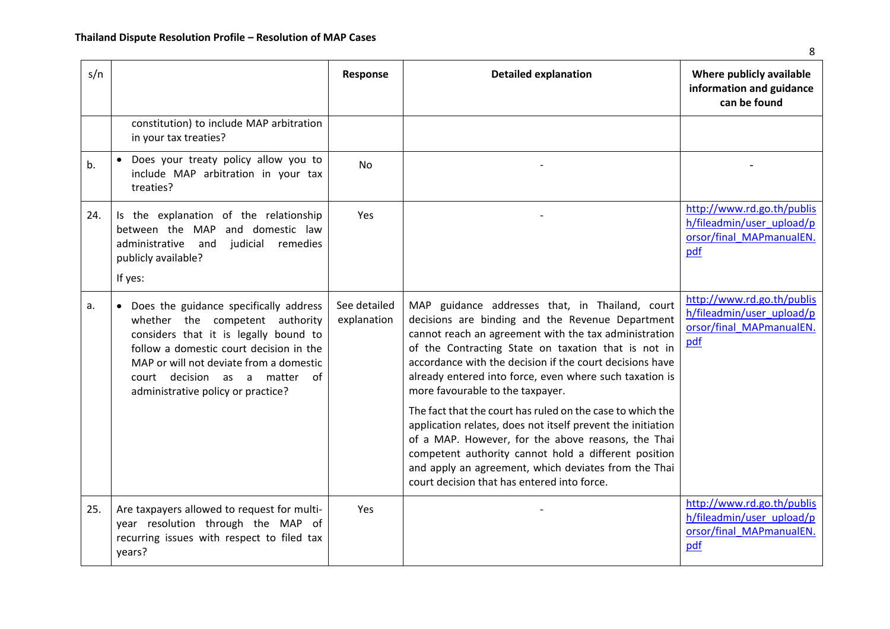**Thailand Dispute Resolution Profile – Resolution of MAP Cases**

| s/n | | Response | Detailed explanation | Where publicly available information and guidance can be found |
|---|---|---|---|---|
| | constitution) to include MAP arbitration in your tax treaties? | | | |
| b. | • Does your treaty policy allow you to include MAP arbitration in your tax treaties? | No | - | - |
| 24. | Is the explanation of the relationship between the MAP and domestic law administrative and judicial remedies publicly available? If yes: | Yes | - | http://www.rd.go.th/publish/fileadmin/user_upload/porsor/final_MAPmanualEN.pdf |
| a. | • Does the guidance specifically address whether the competent authority considers that it is legally bound to follow a domestic court decision in the MAP or will not deviate from a domestic court decision as a matter of administrative policy or practice? | See detailed explanation | MAP guidance addresses that, in Thailand, court decisions are binding and the Revenue Department cannot reach an agreement with the tax administration of the Contracting State on taxation that is not in accordance with the decision if the court decisions have already entered into force, even where such taxation is more favourable to the taxpayer. The fact that the court has ruled on the case to which the application relates, does not itself prevent the initiation of a MAP. However, for the above reasons, the Thai competent authority cannot hold a different position and apply an agreement, which deviates from the Thai court decision that has entered into force. | http://www.rd.go.th/publish/fileadmin/user_upload/porsor/final_MAPmanualEN.pdf |
| 25. | Are taxpayers allowed to request for multi-year resolution through the MAP of recurring issues with respect to filed tax years? | Yes | - | http://www.rd.go.th/publish/fileadmin/user_upload/porsor/final_MAPmanualEN.pdf |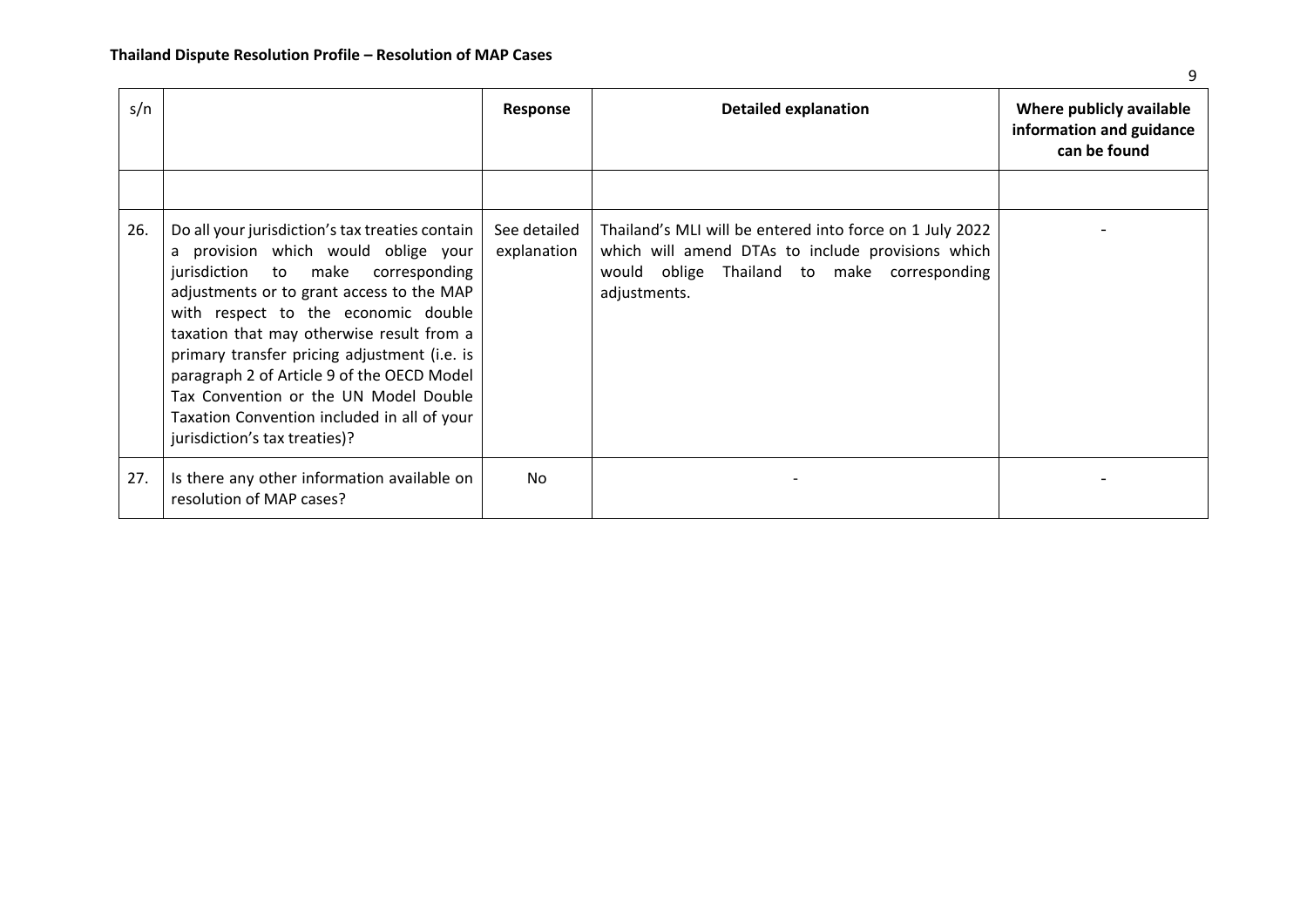| s/n | | Response | Detailed explanation | Where publicly available information and guidance can be found |
|---|---|---|---|---|
| | | | | |
| 26. | Do all your jurisdiction's tax treaties contain a provision which would oblige your jurisdiction to make corresponding adjustments or to grant access to the MAP with respect to the economic double taxation that may otherwise result from a primary transfer pricing adjustment (i.e. is paragraph 2 of Article 9 of the OECD Model Tax Convention or the UN Model Double Taxation Convention included in all of your jurisdiction's tax treaties)? | See detailed explanation | Thailand's MLI will be entered into force on 1 July 2022 which will amend DTAs to include provisions which would oblige Thailand to make corresponding adjustments. | - |
| 27. | Is there any other information available on resolution of MAP cases? | No | - | - |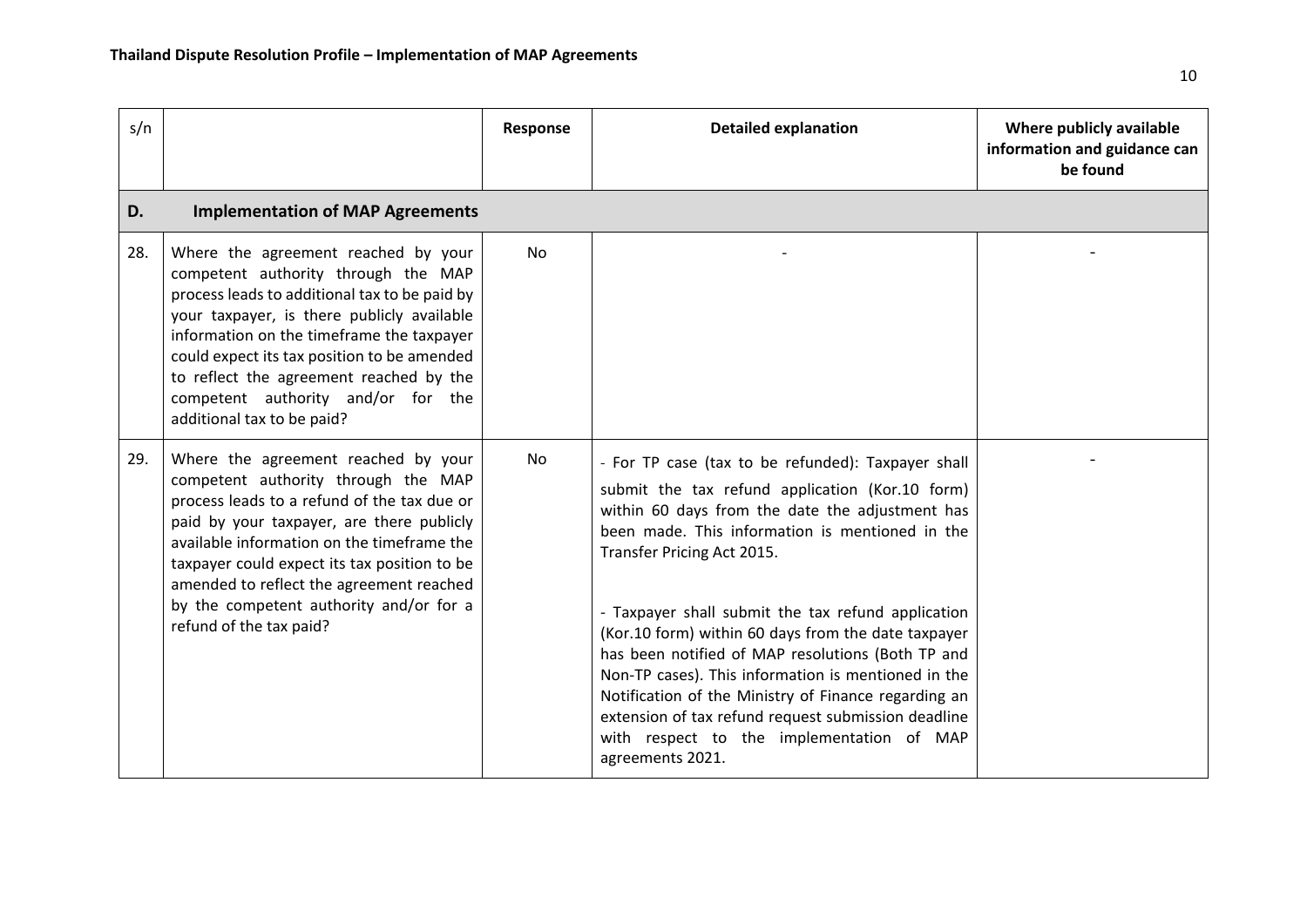| s/n | | Response | Detailed explanation | Where publicly available information and guidance can be found |
|---|---|---|---|---|
| **D.** | **Implementation of MAP Agreements** | | | |
| 28. | Where the agreement reached by your competent authority through the MAP process leads to additional tax to be paid by your taxpayer, is there publicly available information on the timeframe the taxpayer could expect its tax position to be amended to reflect the agreement reached by the competent authority and/or for the additional tax to be paid? | No | - | - |
| 29. | Where the agreement reached by your competent authority through the MAP process leads to a refund of the tax due or paid by your taxpayer, are there publicly available information on the timeframe the taxpayer could expect its tax position to be amended to reflect the agreement reached by the competent authority and/or for a refund of the tax paid? | No | - For TP case (tax to be refunded): Taxpayer shall submit the tax refund application (Kor.10 form) within 60 days from the date the adjustment has been made. This information is mentioned in the Transfer Pricing Act 2015.<br><br>- Taxpayer shall submit the tax refund application (Kor.10 form) within 60 days from the date taxpayer has been notified of MAP resolutions (Both TP and Non-TP cases). This information is mentioned in the Notification of the Ministry of Finance regarding an extension of tax refund request submission deadline with respect to the implementation of MAP agreements 2021. | - |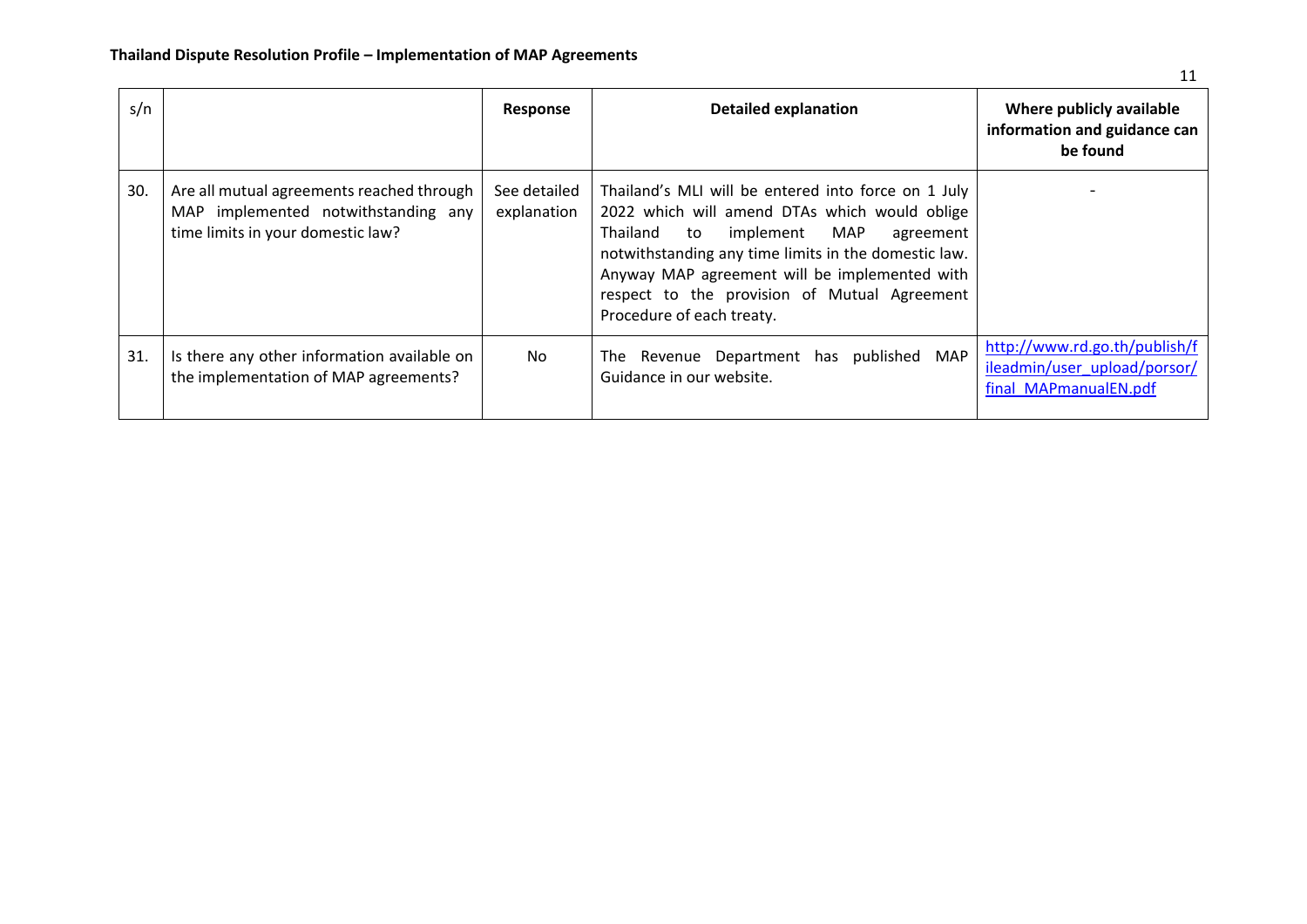| s/n | | Response | Detailed explanation | Where publicly available information and guidance can be found |
|---|---|---|---|---|
| 30. | Are all mutual agreements reached through MAP implemented notwithstanding any time limits in your domestic law? | See detailed explanation | Thailand's MLI will be entered into force on 1 July 2022 which will amend DTAs which would oblige Thailand to implement MAP agreement notwithstanding any time limits in the domestic law. Anyway MAP agreement will be implemented with respect to the provision of Mutual Agreement Procedure of each treaty. | - |
| 31. | Is there any other information available on the implementation of MAP agreements? | No | The Revenue Department has published MAP Guidance in our website. | http://www.rd.go.th/publish/fileadmin/user_upload/porsor/final_MAPmanualEN.pdf |